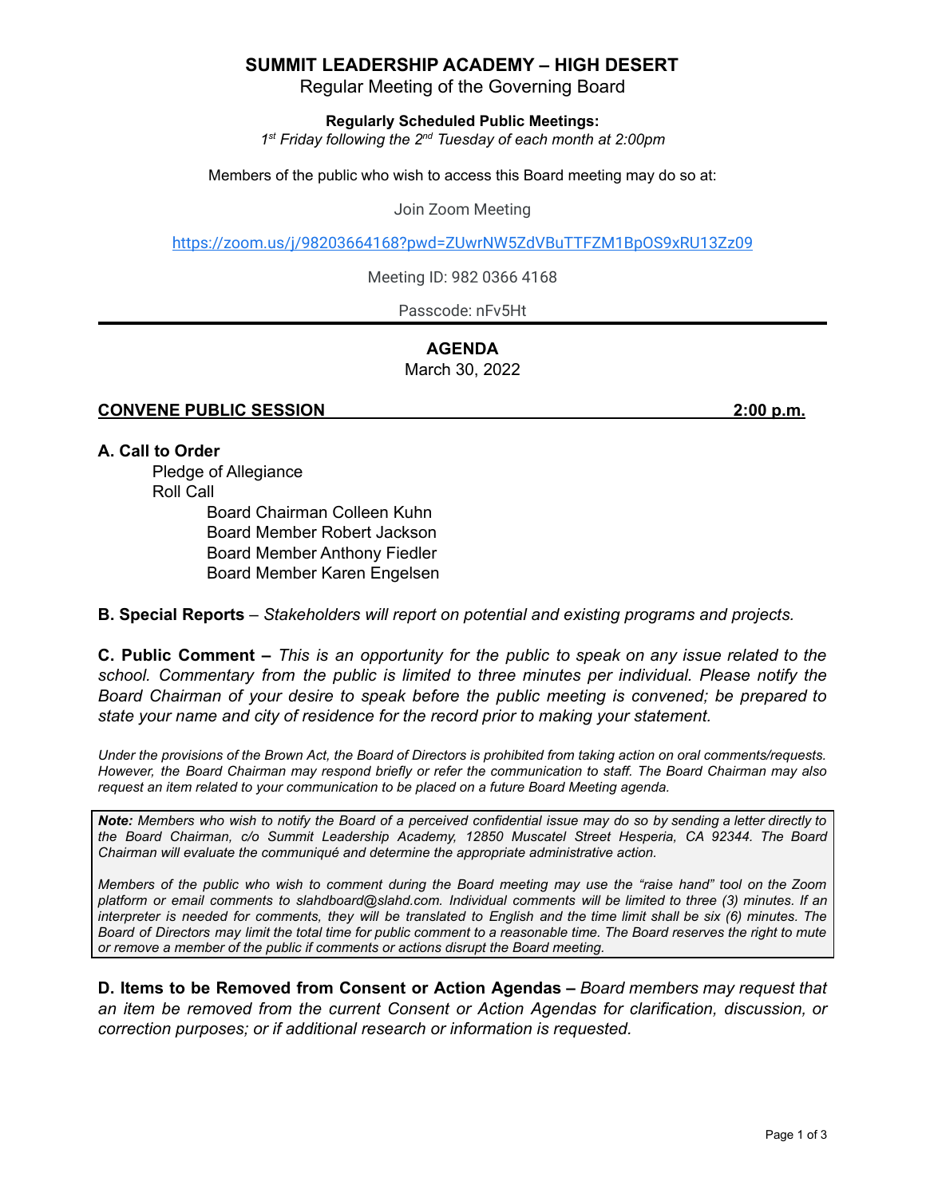# SUMMIT LEADERSHIP ACADEMY – HIGH DESERT

Regular Meeting of the Governing Board

**Regularly Scheduled Public Meetings:**

*1st Friday following the 2nd Tuesday of each month at 2:00pm*

Members of the public who wish to access this Board meeting may do so at:

Join Zoom Meeting

https://zoom.us/j/98203664168?pwd=ZUwrNW5ZdVBuTTFZM1BpOS9xRU13Zz09

Meeting ID: 982 0366 4168

Passcode: nFv5Ht

---

## AGENDA

March 30, 2022

**CONVENE PUBLIC SESSION 2:00 p.m.**

**A. Call to Order**

Pledge of Allegiance

Roll Call

Board Chairman Colleen Kuhn

Board Member Robert Jackson

Board Member Anthony Fiedler

Board Member Karen Engelsen

**B. Special Reports** – *Stakeholders will report on potential and existing programs and projects.*

**C. Public Comment –** *This is an opportunity for the public to speak on any issue related to the school. Commentary from the public is limited to three minutes per individual. Please notify the Board Chairman of your desire to speak before the public meeting is convened; be prepared to state your name and city of residence for the record prior to making your statement.*

*Under the provisions of the Brown Act, the Board of Directors is prohibited from taking action on oral comments/requests. However, the Board Chairman may respond briefly or refer the communication to staff. The Board Chairman may also request an item related to your communication to be placed on a future Board Meeting agenda.*

> ***Note:*** *Members who wish to notify the Board of a perceived confidential issue may do so by sending a letter directly to the Board Chairman, c/o Summit Leadership Academy, 12850 Muscatel Street Hesperia, CA 92344. The Board Chairman will evaluate the communiqué and determine the appropriate administrative action.*
>
> *Members of the public who wish to comment during the Board meeting may use the "raise hand" tool on the Zoom platform or email comments to slahdboard@slahd.com. Individual comments will be limited to three (3) minutes. If an interpreter is needed for comments, they will be translated to English and the time limit shall be six (6) minutes. The Board of Directors may limit the total time for public comment to a reasonable time. The Board reserves the right to mute or remove a member of the public if comments or actions disrupt the Board meeting.*

**D. Items to be Removed from Consent or Action Agendas –** *Board members may request that an item be removed from the current Consent or Action Agendas for clarification, discussion, or correction purposes; or if additional research or information is requested.*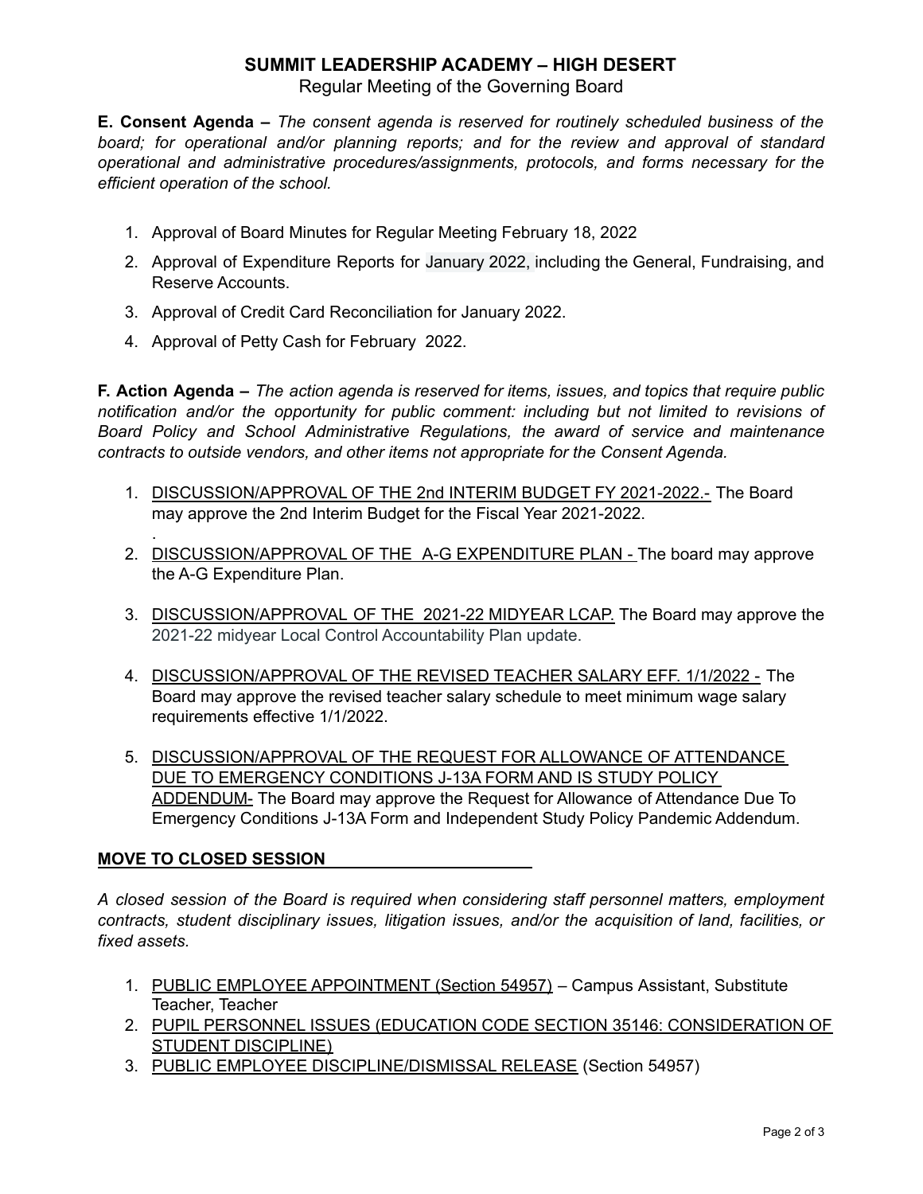# SUMMIT LEADERSHIP ACADEMY – HIGH DESERT

Regular Meeting of the Governing Board

**E. Consent Agenda –** *The consent agenda is reserved for routinely scheduled business of the board; for operational and/or planning reports; and for the review and approval of standard operational and administrative procedures/assignments, protocols, and forms necessary for the efficient operation of the school.*

1. Approval of Board Minutes for Regular Meeting February 18, 2022
2. Approval of Expenditure Reports for January 2022, including the General, Fundraising, and Reserve Accounts.
3. Approval of Credit Card Reconciliation for January 2022.
4. Approval of Petty Cash for February 2022.

**F. Action Agenda –** *The action agenda is reserved for items, issues, and topics that require public notification and/or the opportunity for public comment: including but not limited to revisions of Board Policy and School Administrative Regulations, the award of service and maintenance contracts to outside vendors, and other items not appropriate for the Consent Agenda.*

1. DISCUSSION/APPROVAL OF THE 2nd INTERIM BUDGET FY 2021-2022.- The Board may approve the 2nd Interim Budget for the Fiscal Year 2021-2022.
   .
2. DISCUSSION/APPROVAL OF THE A-G EXPENDITURE PLAN - The board may approve the A-G Expenditure Plan.
3. DISCUSSION/APPROVAL OF THE 2021-22 MIDYEAR LCAP. The Board may approve the 2021-22 midyear Local Control Accountability Plan update.
4. DISCUSSION/APPROVAL OF THE REVISED TEACHER SALARY EFF. 1/1/2022 - The Board may approve the revised teacher salary schedule to meet minimum wage salary requirements effective 1/1/2022.
5. DISCUSSION/APPROVAL OF THE REQUEST FOR ALLOWANCE OF ATTENDANCE DUE TO EMERGENCY CONDITIONS J-13A FORM AND IS STUDY POLICY ADDENDUM- The Board may approve the Request for Allowance of Attendance Due To Emergency Conditions J-13A Form and Independent Study Policy Pandemic Addendum.

**MOVE TO CLOSED SESSION**

*A closed session of the Board is required when considering staff personnel matters, employment contracts, student disciplinary issues, litigation issues, and/or the acquisition of land, facilities, or fixed assets.*

1. PUBLIC EMPLOYEE APPOINTMENT (Section 54957) – Campus Assistant, Substitute Teacher, Teacher
2. PUPIL PERSONNEL ISSUES (EDUCATION CODE SECTION 35146: CONSIDERATION OF STUDENT DISCIPLINE)
3. PUBLIC EMPLOYEE DISCIPLINE/DISMISSAL RELEASE (Section 54957)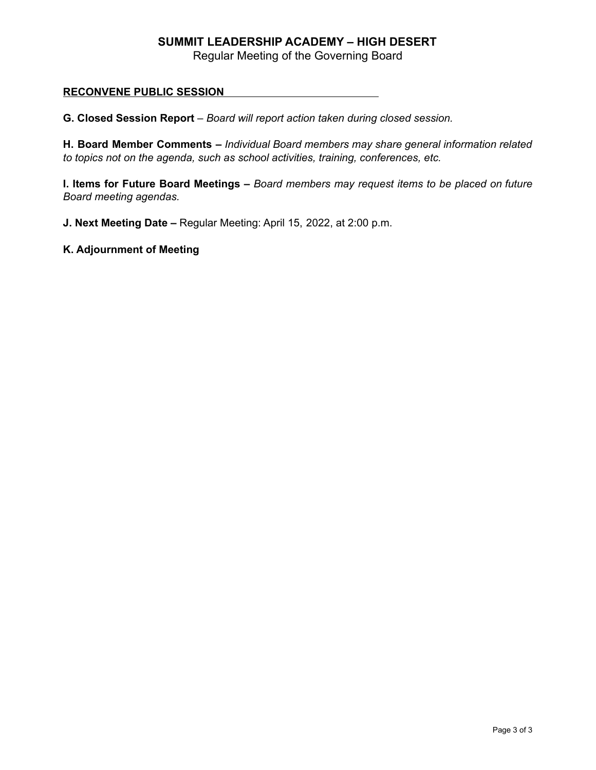**SUMMIT LEADERSHIP ACADEMY – HIGH DESERT**
Regular Meeting of the Governing Board

**RECONVENE PUBLIC SESSION**

**G. Closed Session Report** – *Board will report action taken during closed session.*

**H. Board Member Comments –** *Individual Board members may share general information related to topics not on the agenda, such as school activities, training, conferences, etc.*

**I. Items for Future Board Meetings –** *Board members may request items to be placed on future Board meeting agendas.*

**J. Next Meeting Date –** Regular Meeting: April 15, 2022, at 2:00 p.m.

**K. Adjournment of Meeting**